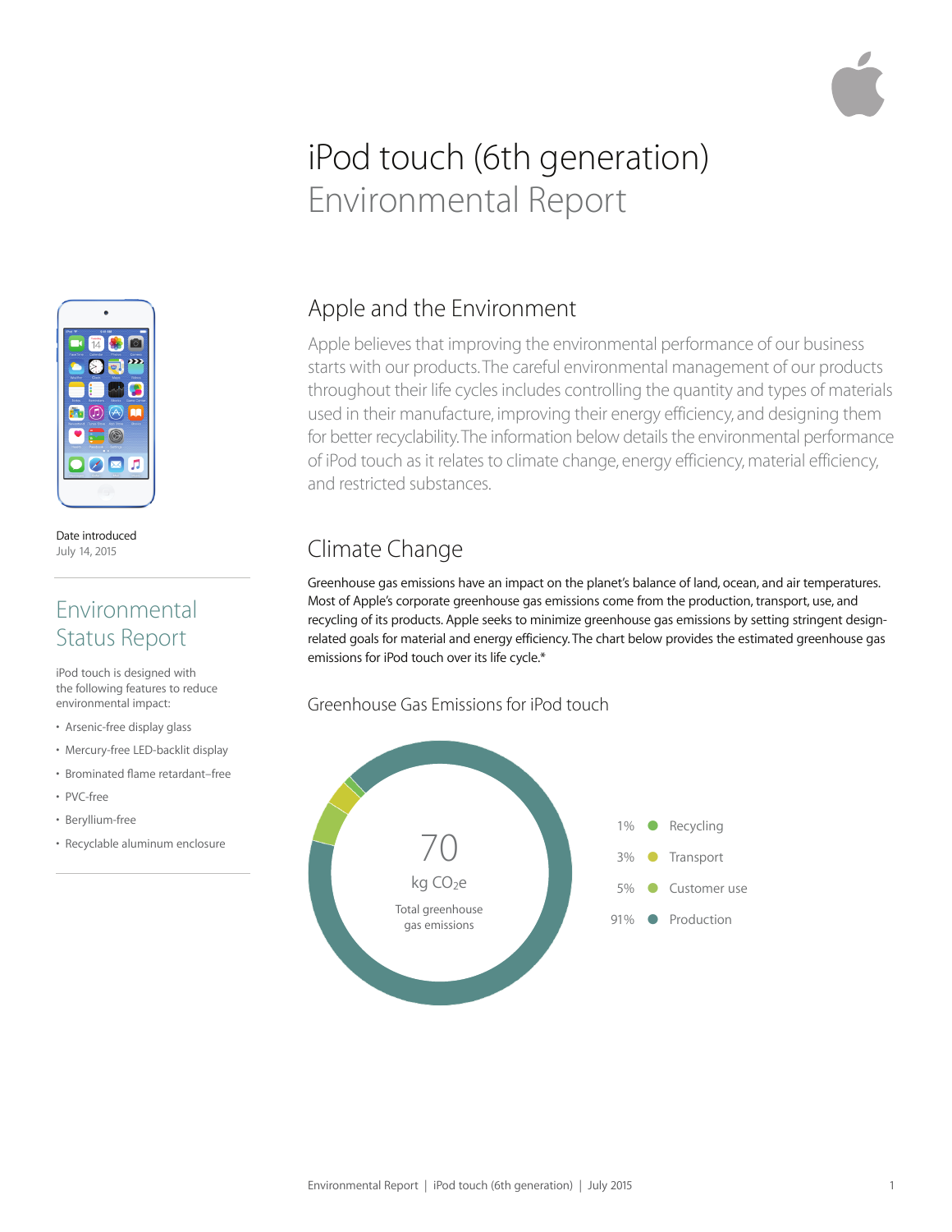# iPod touch (6th generation)
## Environmental Report

Date introduced
July 14, 2015

## Environmental Status Report

iPod touch is designed with the following features to reduce environmental impact:

- Arsenic-free display glass
- Mercury-free LED-backlit display
- Brominated flame retardant–free
- PVC-free
- Beryllium-free
- Recyclable aluminum enclosure

## Apple and the Environment

Apple believes that improving the environmental performance of our business starts with our products. The careful environmental management of our products throughout their life cycles includes controlling the quantity and types of materials used in their manufacture, improving their energy efficiency, and designing them for better recyclability. The information below details the environmental performance of iPod touch as it relates to climate change, energy efficiency, material efficiency, and restricted substances.

## Climate Change

Greenhouse gas emissions have an impact on the planet's balance of land, ocean, and air temperatures. Most of Apple's corporate greenhouse gas emissions come from the production, transport, use, and recycling of its products. Apple seeks to minimize greenhouse gas emissions by setting stringent design-related goals for material and energy efficiency. The chart below provides the estimated greenhouse gas emissions for iPod touch over its life cycle.*

### Greenhouse Gas Emissions for iPod touch

70 kg $CO_2e$
Total greenhouse gas emissions

| Share | Category |
|---|---|
| 1% | Recycling |
| 3% | Transport |
| 5% | Customer use |
| 91% | Production |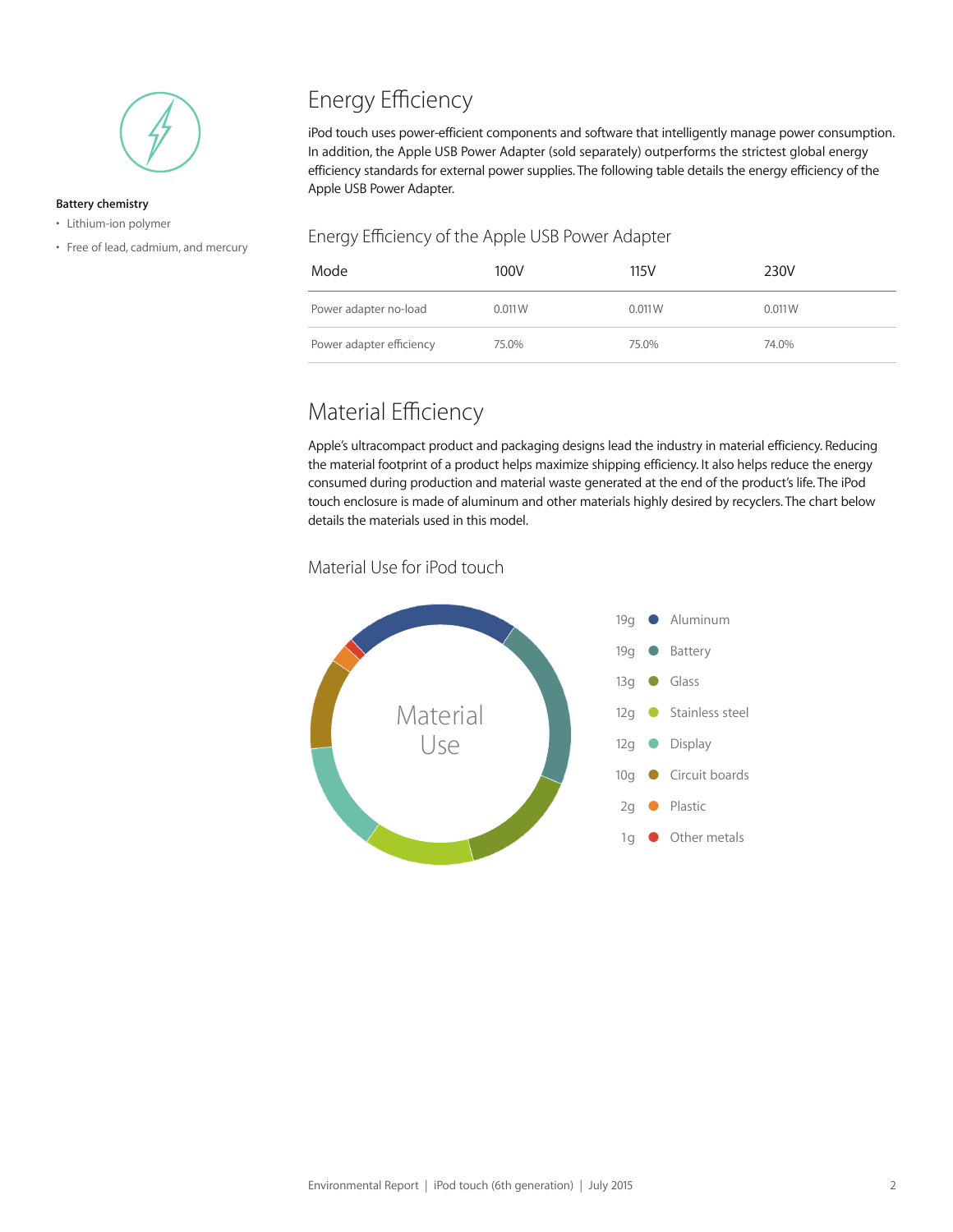**Battery chemistry**

- Lithium-ion polymer
- Free of lead, cadmium, and mercury

## Energy Efficiency

iPod touch uses power-efficient components and software that intelligently manage power consumption. In addition, the Apple USB Power Adapter (sold separately) outperforms the strictest global energy efficiency standards for external power supplies. The following table details the energy efficiency of the Apple USB Power Adapter.

### Energy Efficiency of the Apple USB Power Adapter

| Mode | 100V | 115V | 230V |
|---|---|---|---|
| Power adapter no-load | 0.011W | 0.011W | 0.011W |
| Power adapter efficiency | 75.0% | 75.0% | 74.0% |

## Material Efficiency

Apple's ultracompact product and packaging designs lead the industry in material efficiency. Reducing the material footprint of a product helps maximize shipping efficiency. It also helps reduce the energy consumed during production and material waste generated at the end of the product's life. The iPod touch enclosure is made of aluminum and other materials highly desired by recyclers. The chart below details the materials used in this model.

### Material Use for iPod touch

Material Use

| Weight | Material |
|---|---|
| 19g | Aluminum |
| 19g | Battery |
| 13g | Glass |
| 12g | Stainless steel |
| 12g | Display |
| 10g | Circuit boards |
| 2g | Plastic |
| 1g | Other metals |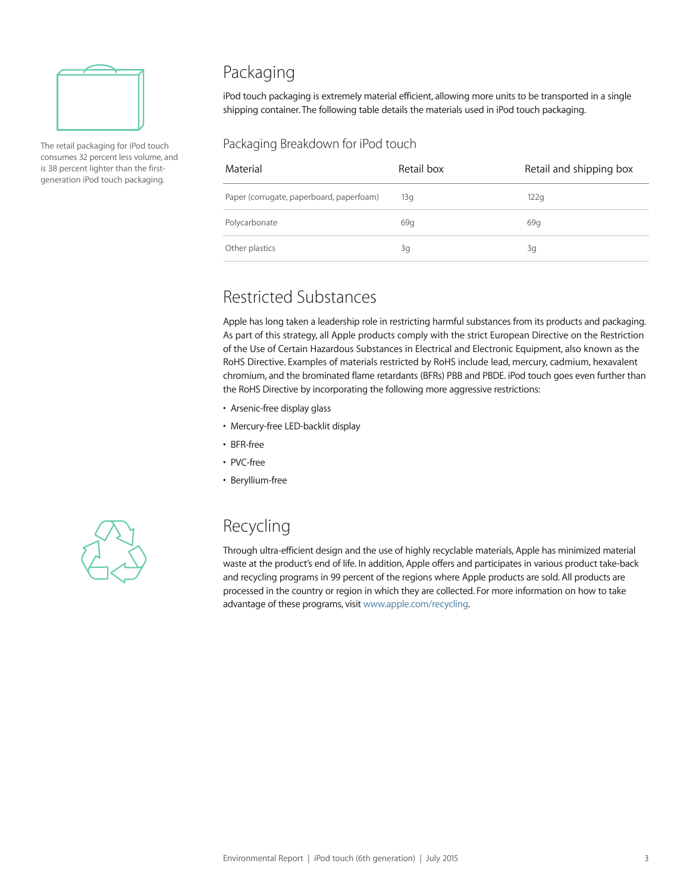The retail packaging for iPod touch consumes 32 percent less volume, and is 38 percent lighter than the first-generation iPod touch packaging.

## Packaging

iPod touch packaging is extremely material efficient, allowing more units to be transported in a single shipping container. The following table details the materials used in iPod touch packaging.

### Packaging Breakdown for iPod touch

| Material | Retail box | Retail and shipping box |
|---|---|---|
| Paper (corrugate, paperboard, paperfoam) | 13g | 122g |
| Polycarbonate | 69g | 69g |
| Other plastics | 3g | 3g |

## Restricted Substances

Apple has long taken a leadership role in restricting harmful substances from its products and packaging. As part of this strategy, all Apple products comply with the strict European Directive on the Restriction of the Use of Certain Hazardous Substances in Electrical and Electronic Equipment, also known as the RoHS Directive. Examples of materials restricted by RoHS include lead, mercury, cadmium, hexavalent chromium, and the brominated flame retardants (BFRs) PBB and PBDE. iPod touch goes even further than the RoHS Directive by incorporating the following more aggressive restrictions:

- Arsenic-free display glass
- Mercury-free LED-backlit display
- BFR-free
- PVC-free
- Beryllium-free

## Recycling

Through ultra-efficient design and the use of highly recyclable materials, Apple has minimized material waste at the product's end of life. In addition, Apple offers and participates in various product take-back and recycling programs in 99 percent of the regions where Apple products are sold. All products are processed in the country or region in which they are collected. For more information on how to take advantage of these programs, visit www.apple.com/recycling.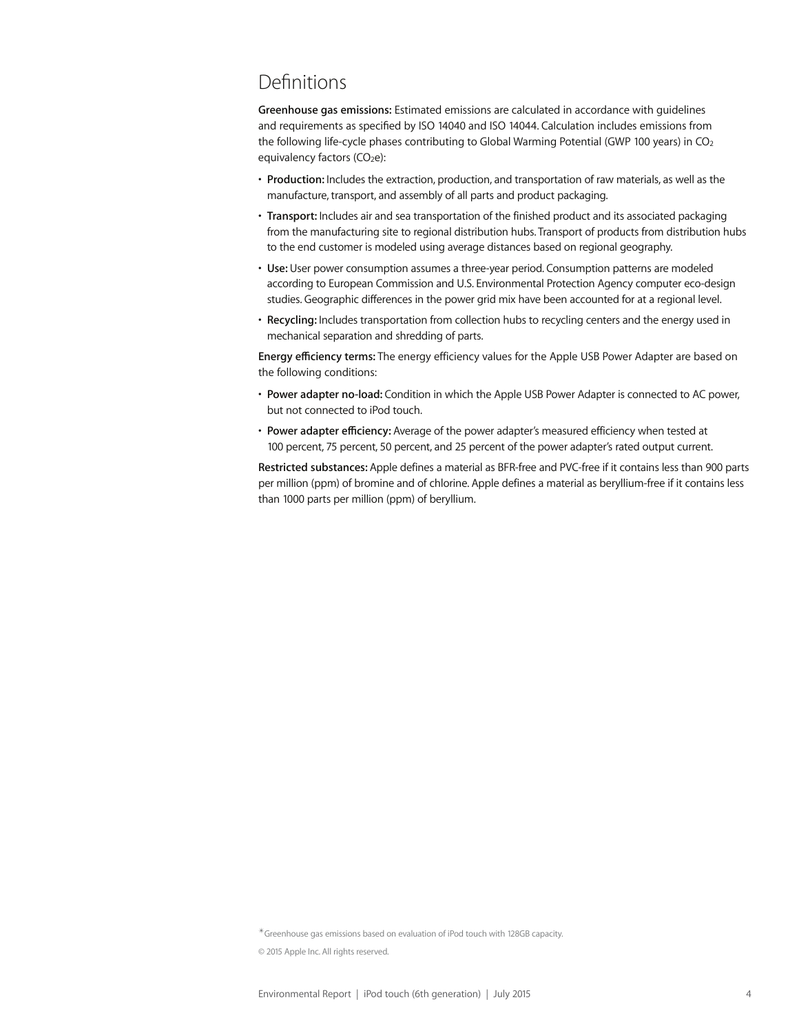# Definitions

**Greenhouse gas emissions:** Estimated emissions are calculated in accordance with guidelines and requirements as specified by ISO 14040 and ISO 14044. Calculation includes emissions from the following life-cycle phases contributing to Global Warming Potential (GWP 100 years) in $CO_2$ equivalency factors ($CO_2e$):

- **Production:** Includes the extraction, production, and transportation of raw materials, as well as the manufacture, transport, and assembly of all parts and product packaging.
- **Transport:** Includes air and sea transportation of the finished product and its associated packaging from the manufacturing site to regional distribution hubs. Transport of products from distribution hubs to the end customer is modeled using average distances based on regional geography.
- **Use:** User power consumption assumes a three-year period. Consumption patterns are modeled according to European Commission and U.S. Environmental Protection Agency computer eco-design studies. Geographic differences in the power grid mix have been accounted for at a regional level.
- **Recycling:** Includes transportation from collection hubs to recycling centers and the energy used in mechanical separation and shredding of parts.

**Energy efficiency terms:** The energy efficiency values for the Apple USB Power Adapter are based on the following conditions:

- **Power adapter no-load:** Condition in which the Apple USB Power Adapter is connected to AC power, but not connected to iPod touch.
- **Power adapter efficiency:** Average of the power adapter's measured efficiency when tested at 100 percent, 75 percent, 50 percent, and 25 percent of the power adapter's rated output current.

**Restricted substances:** Apple defines a material as BFR-free and PVC-free if it contains less than 900 parts per million (ppm) of bromine and of chlorine. Apple defines a material as beryllium-free if it contains less than 1000 parts per million (ppm) of beryllium.

*Greenhouse gas emissions based on evaluation of iPod touch with 128GB capacity.

© 2015 Apple Inc. All rights reserved.